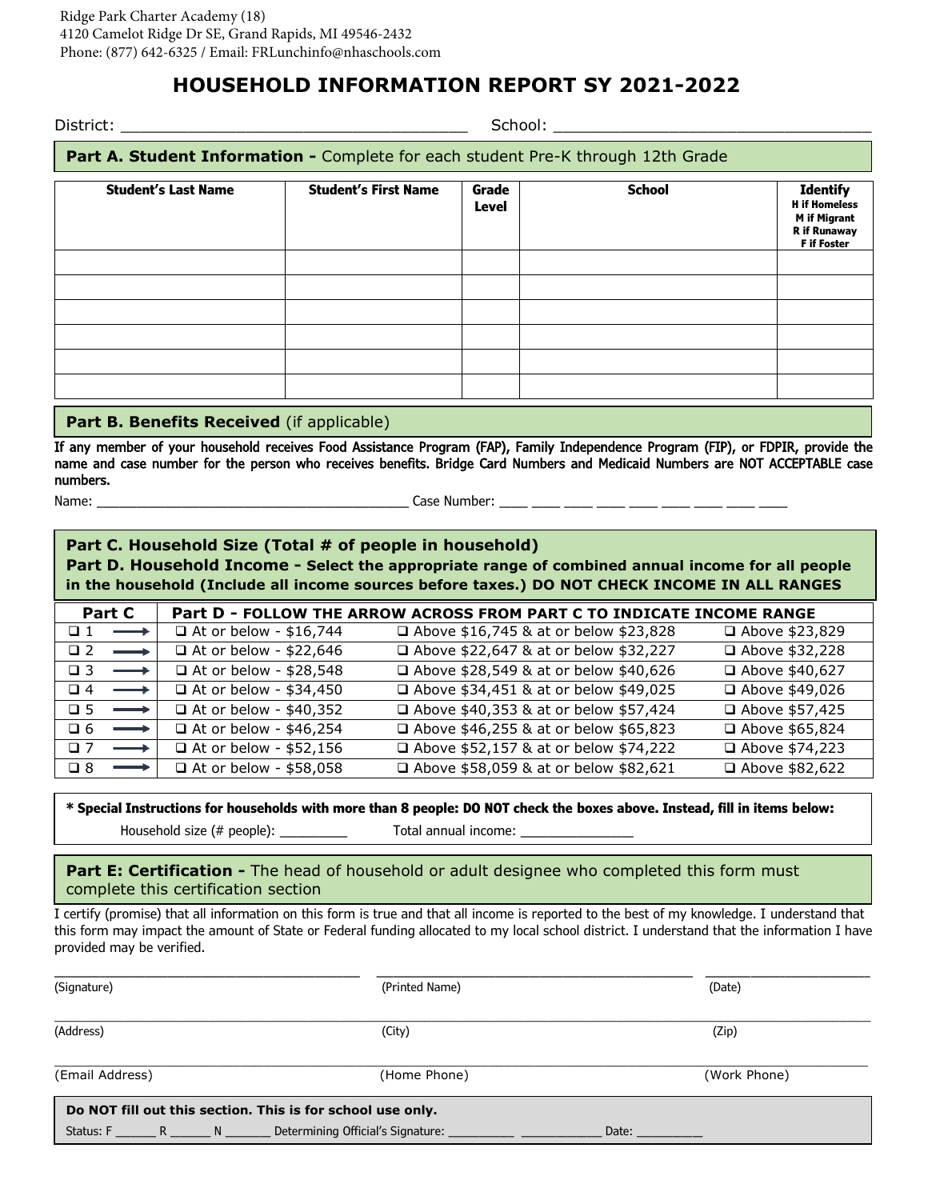Ridge Park Charter Academy (18)
4120 Camelot Ridge Dr SE, Grand Rapids, MI 49546-2432
Phone: (877) 642-6325 / Email: FRLunchinfo@nhaschools.com

# HOUSEHOLD INFORMATION REPORT SY 2021-2022

District: ___________________________________ School: ________________________________

## Part A. Student Information - Complete for each student Pre-K through 12th Grade

| Student's Last Name | Student's First Name | Grade Level | School | Identify H if Homeless M if Migrant R if Runaway F if Foster |
|---|---|---|---|---|
| | | | | |
| | | | | |
| | | | | |
| | | | | |
| | | | | |
| | | | | |

## Part B. Benefits Received (if applicable)

If any member of your household receives Food Assistance Program (FAP), Family Independence Program (FIP), or FDPIR, provide the name and case number for the person who receives benefits. Bridge Card Numbers and Medicaid Numbers are NOT ACCEPTABLE case numbers.

Name: ________________________________________ Case Number: ____ ____ ____ ____ ____ ____ ____ ____ ____

## Part C. Household Size (Total # of people in household)

## Part D. Household Income - Select the appropriate range of combined annual income for all people in the household (Include all income sources before taxes.) DO NOT CHECK INCOME IN ALL RANGES

| Part C | Part D - FOLLOW THE ARROW ACROSS FROM PART C TO INDICATE INCOME RANGE | | |
|---|---|---|---|
| ❑ 1 → | ❑ At or below - $16,744 | ❑ Above $16,745 & at or below $23,828 | ❑ Above $23,829 |
| ❑ 2 → | ❑ At or below - $22,646 | ❑ Above $22,647 & at or below $32,227 | ❑ Above $32,228 |
| ❑ 3 → | ❑ At or below - $28,548 | ❑ Above $28,549 & at or below $40,626 | ❑ Above $40,627 |
| ❑ 4 → | ❑ At or below - $34,450 | ❑ Above $34,451 & at or below $49,025 | ❑ Above $49,026 |
| ❑ 5 → | ❑ At or below - $40,352 | ❑ Above $40,353 & at or below $57,424 | ❑ Above $57,425 |
| ❑ 6 → | ❑ At or below - $46,254 | ❑ Above $46,255 & at or below $65,823 | ❑ Above $65,824 |
| ❑ 7 → | ❑ At or below - $52,156 | ❑ Above $52,157 & at or below $74,222 | ❑ Above $74,223 |
| ❑ 8 → | ❑ At or below - $58,058 | ❑ Above $58,059 & at or below $82,621 | ❑ Above $82,622 |

**\* Special Instructions for households with more than 8 people: DO NOT check the boxes above. Instead, fill in items below:**

Household size (# people): _________ Total annual income: _______________

## Part E: Certification - The head of household or adult designee who completed this form must complete this certification section

I certify (promise) that all information on this form is true and that all income is reported to the best of my knowledge. I understand that this form may impact the amount of State or Federal funding allocated to my local school district. I understand that the information I have provided may be verified.

_________________________ _________________________ _____________
(Signature) (Printed Name) (Date)

_________________________ _________________________ _____________
(Address) (City) (Zip)

_________________________ _________________________ _____________
(Email Address) (Home Phone) (Work Phone)

**Do NOT fill out this section. This is for school use only.**

Status: F _______ R _______ N _______ Determining Official's Signature: __________ ____________ Date: __________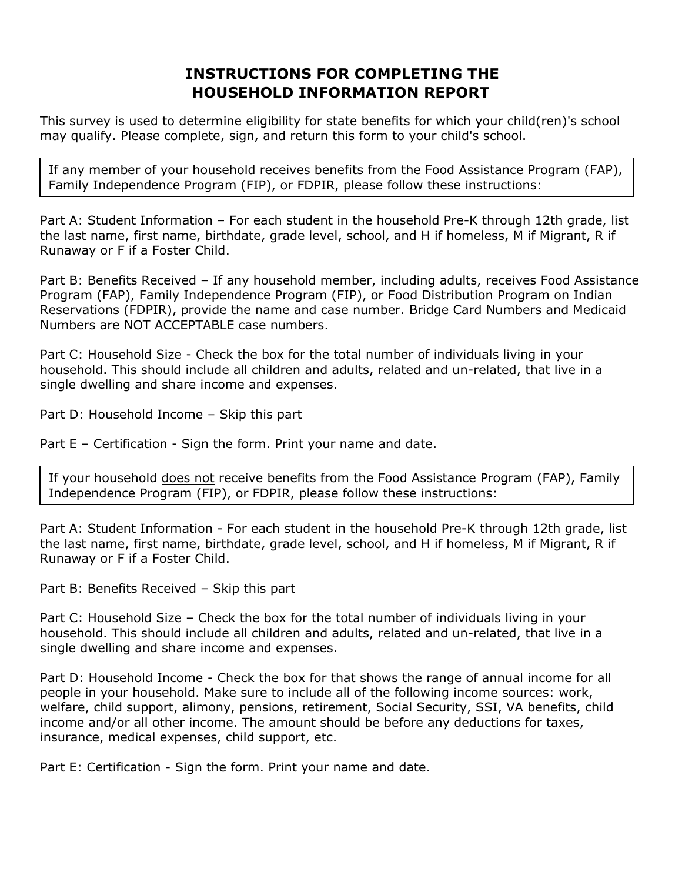# INSTRUCTIONS FOR COMPLETING THE HOUSEHOLD INFORMATION REPORT

This survey is used to determine eligibility for state benefits for which your child(ren)'s school may qualify. Please complete, sign, and return this form to your child's school.

> If any member of your household receives benefits from the Food Assistance Program (FAP), Family Independence Program (FIP), or FDPIR, please follow these instructions:

Part A: Student Information – For each student in the household Pre-K through 12th grade, list the last name, first name, birthdate, grade level, school, and H if homeless, M if Migrant, R if Runaway or F if a Foster Child.

Part B: Benefits Received – If any household member, including adults, receives Food Assistance Program (FAP), Family Independence Program (FIP), or Food Distribution Program on Indian Reservations (FDPIR), provide the name and case number. Bridge Card Numbers and Medicaid Numbers are NOT ACCEPTABLE case numbers.

Part C: Household Size - Check the box for the total number of individuals living in your household. This should include all children and adults, related and un-related, that live in a single dwelling and share income and expenses.

Part D: Household Income – Skip this part

Part E – Certification - Sign the form. Print your name and date.

> If your household <u>does not</u> receive benefits from the Food Assistance Program (FAP), Family Independence Program (FIP), or FDPIR, please follow these instructions:

Part A: Student Information - For each student in the household Pre-K through 12th grade, list the last name, first name, birthdate, grade level, school, and H if homeless, M if Migrant, R if Runaway or F if a Foster Child.

Part B: Benefits Received – Skip this part

Part C: Household Size – Check the box for the total number of individuals living in your household. This should include all children and adults, related and un-related, that live in a single dwelling and share income and expenses.

Part D: Household Income - Check the box for that shows the range of annual income for all people in your household. Make sure to include all of the following income sources: work, welfare, child support, alimony, pensions, retirement, Social Security, SSI, VA benefits, child income and/or all other income. The amount should be before any deductions for taxes, insurance, medical expenses, child support, etc.

Part E: Certification - Sign the form. Print your name and date.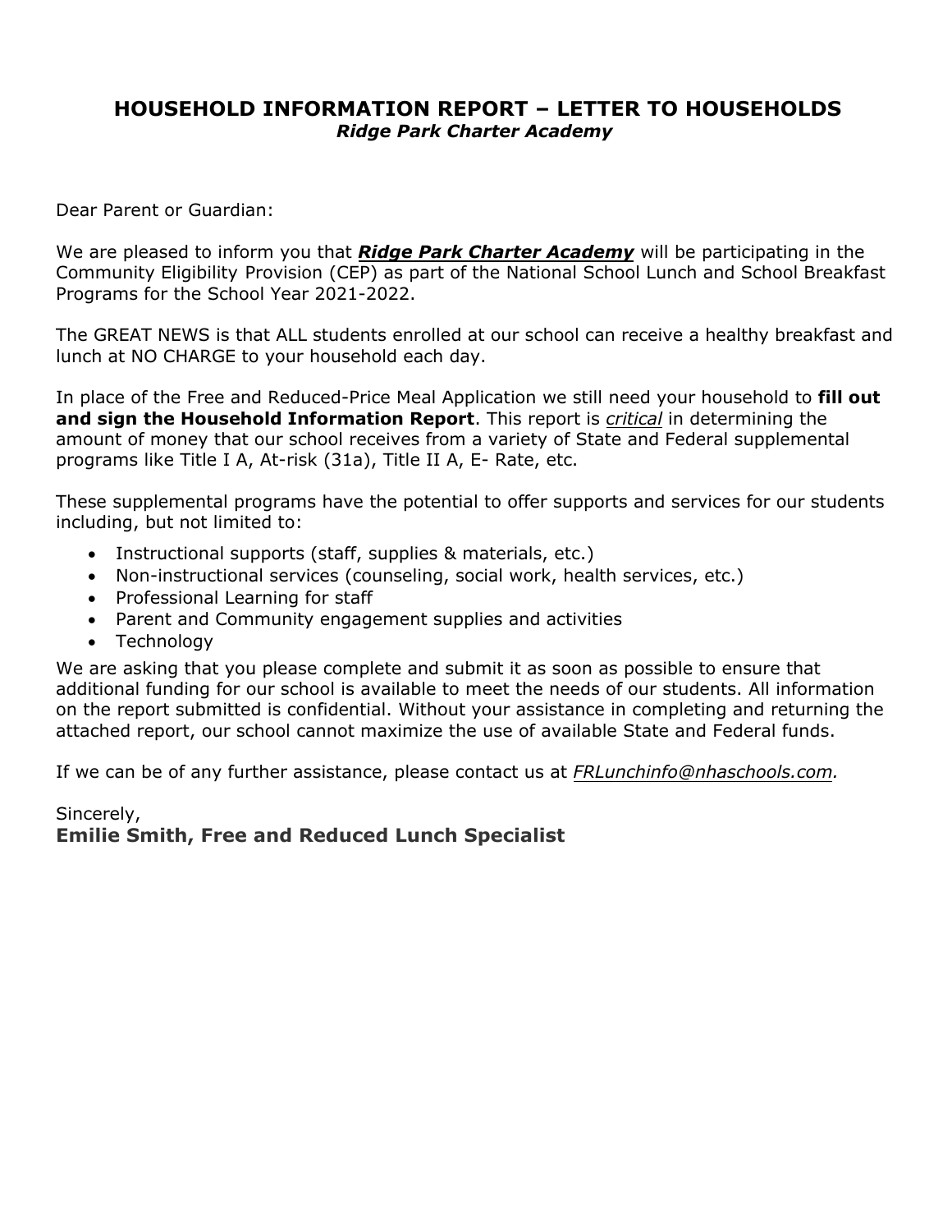# HOUSEHOLD INFORMATION REPORT – LETTER TO HOUSEHOLDS

***Ridge Park Charter Academy***

Dear Parent or Guardian:

We are pleased to inform you that ***Ridge Park Charter Academy*** will be participating in the Community Eligibility Provision (CEP) as part of the National School Lunch and School Breakfast Programs for the School Year 2021-2022.

The GREAT NEWS is that ALL students enrolled at our school can receive a healthy breakfast and lunch at NO CHARGE to your household each day.

In place of the Free and Reduced-Price Meal Application we still need your household to **fill out and sign the Household Information Report**. This report is *critical* in determining the amount of money that our school receives from a variety of State and Federal supplemental programs like Title I A, At-risk (31a), Title II A, E- Rate, etc.

These supplemental programs have the potential to offer supports and services for our students including, but not limited to:

- Instructional supports (staff, supplies & materials, etc.)
- Non-instructional services (counseling, social work, health services, etc.)
- Professional Learning for staff
- Parent and Community engagement supplies and activities
- Technology

We are asking that you please complete and submit it as soon as possible to ensure that additional funding for our school is available to meet the needs of our students. All information on the report submitted is confidential. Without your assistance in completing and returning the attached report, our school cannot maximize the use of available State and Federal funds.

If we can be of any further assistance, please contact us at *FRLunchinfo@nhaschools.com.*

Sincerely,

**Emilie Smith, Free and Reduced Lunch Specialist**